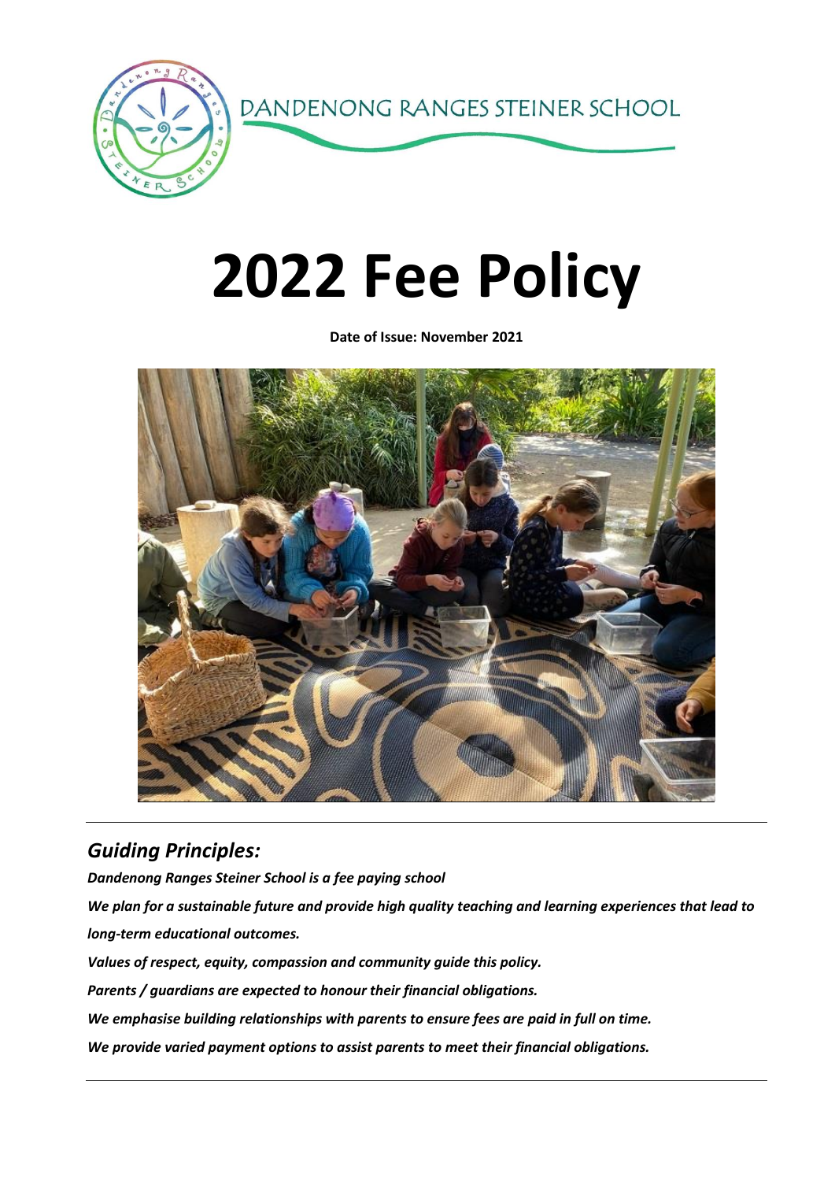DANDENONG RANGES STEINER SCHOOL

# 2022 Fee Policy

**Date of Issue: November 2021**

## *Guiding Principles:*

***Dandenong Ranges Steiner School is a fee paying school***

***We plan for a sustainable future and provide high quality teaching and learning experiences that lead to long-term educational outcomes.***

***Values of respect, equity, compassion and community guide this policy.***

***Parents / guardians are expected to honour their financial obligations.***

***We emphasise building relationships with parents to ensure fees are paid in full on time.***

***We provide varied payment options to assist parents to meet their financial obligations.***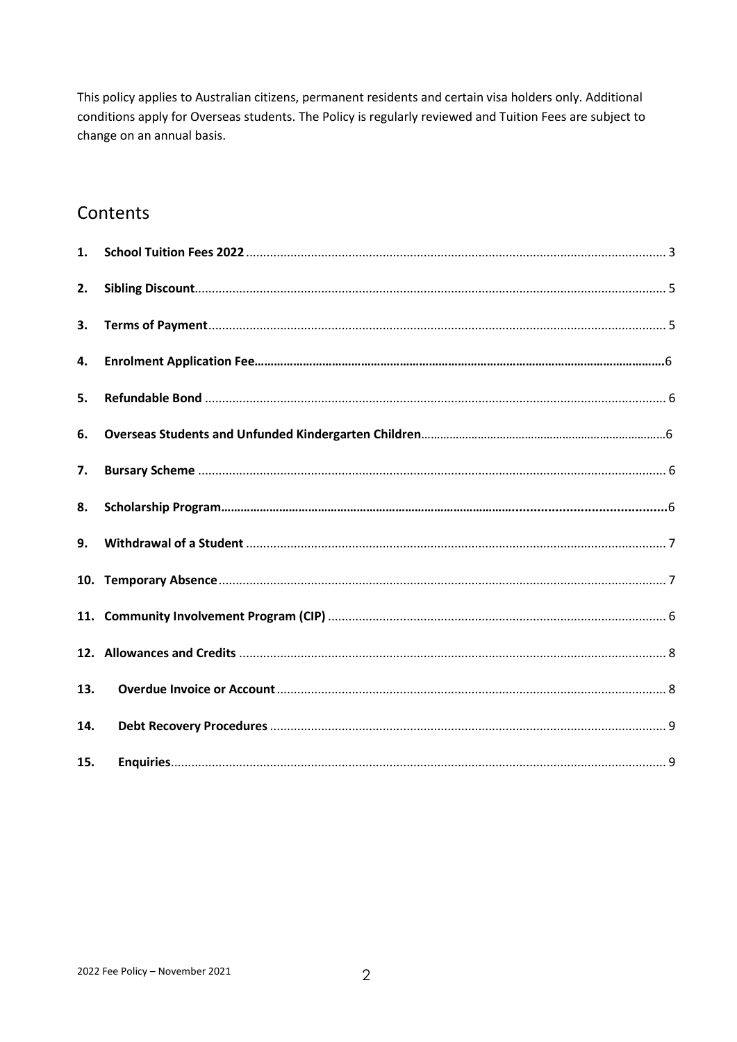This policy applies to Australian citizens, permanent residents and certain visa holders only. Additional conditions apply for Overseas students. The Policy is regularly reviewed and Tuition Fees are subject to change on an annual basis.

## Contents

1. **School Tuition Fees 2022** ........ 3
2. **Sibling Discount** ........ 5
3. **Terms of Payment** ........ 5
4. **Enrolment Application Fee** ........ 6
5. **Refundable Bond** ........ 6
6. **Overseas Students and Unfunded Kindergarten Children** ........ 6
7. **Bursary Scheme** ........ 6
8. **Scholarship Program** ........ 6
9. **Withdrawal of a Student** ........ 7
10. **Temporary Absence** ........ 7
11. **Community Involvement Program (CIP)** ........ 6
12. **Allowances and Credits** ........ 8
13. **Overdue Invoice or Account** ........ 8
14. **Debt Recovery Procedures** ........ 9
15. **Enquiries** ........ 9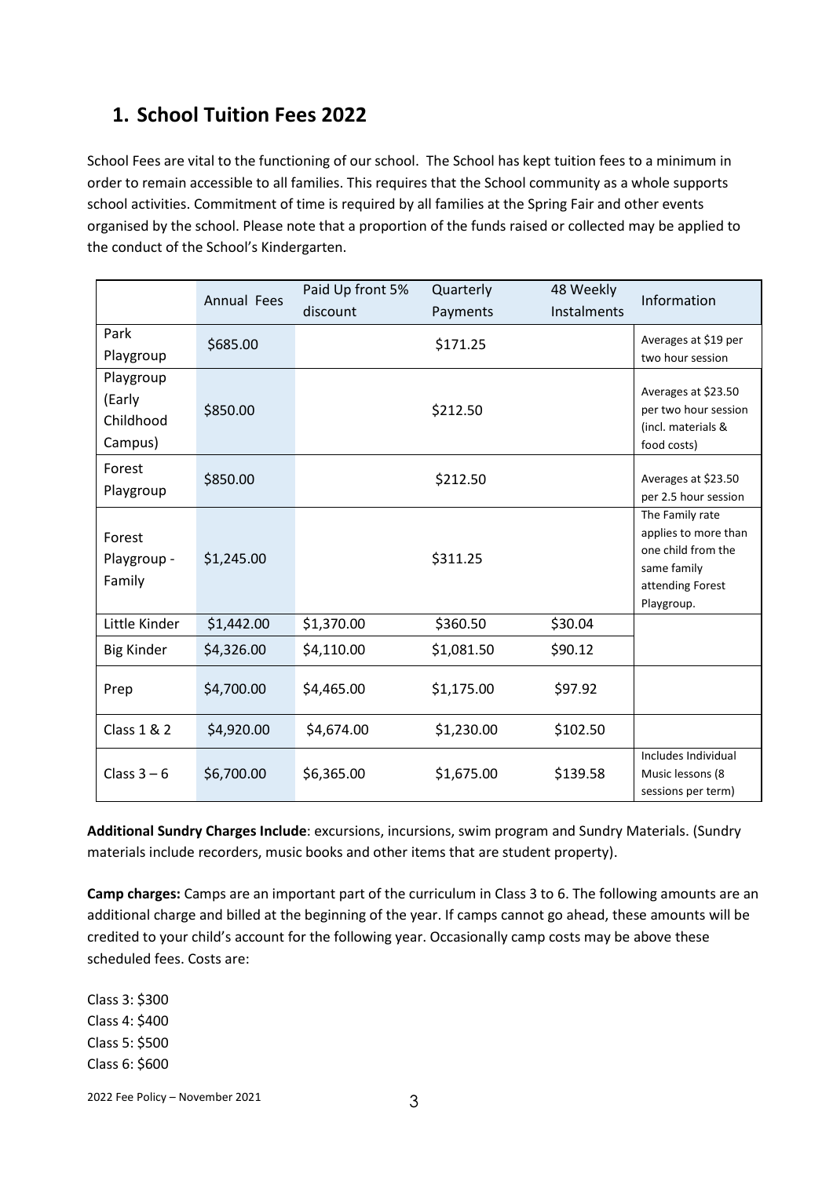## 1. School Tuition Fees 2022

School Fees are vital to the functioning of our school. The School has kept tuition fees to a minimum in order to remain accessible to all families. This requires that the School community as a whole supports school activities. Commitment of time is required by all families at the Spring Fair and other events organised by the school. Please note that a proportion of the funds raised or collected may be applied to the conduct of the School's Kindergarten.

| | Annual Fees | Paid Up front 5% discount | Quarterly Payments | 48 Weekly Instalments | Information |
|---|---|---|---|---|---|
| Park Playgroup | $685.00 | | $171.25 | | Averages at $19 per two hour session |
| Playgroup (Early Childhood Campus) | $850.00 | | $212.50 | | Averages at $23.50 per two hour session (incl. materials & food costs) |
| Forest Playgroup | $850.00 | | $212.50 | | Averages at $23.50 per 2.5 hour session |
| Forest Playgroup - Family | $1,245.00 | | $311.25 | | The Family rate applies to more than one child from the same family attending Forest Playgroup. |
| Little Kinder | $1,442.00 | $1,370.00 | $360.50 | $30.04 | |
| Big Kinder | $4,326.00 | $4,110.00 | $1,081.50 | $90.12 | |
| Prep | $4,700.00 | $4,465.00 | $1,175.00 | $97.92 | |
| Class 1 & 2 | $4,920.00 | $4,674.00 | $1,230.00 | $102.50 | |
| Class 3 – 6 | $6,700.00 | $6,365.00 | $1,675.00 | $139.58 | Includes Individual Music lessons (8 sessions per term) |

**Additional Sundry Charges Include**: excursions, incursions, swim program and Sundry Materials. (Sundry materials include recorders, music books and other items that are student property).

**Camp charges:** Camps are an important part of the curriculum in Class 3 to 6. The following amounts are an additional charge and billed at the beginning of the year. If camps cannot go ahead, these amounts will be credited to your child's account for the following year. Occasionally camp costs may be above these scheduled fees. Costs are:

Class 3: $300
Class 4: $400
Class 5: $500
Class 6: $600

2022 Fee Policy – November 2021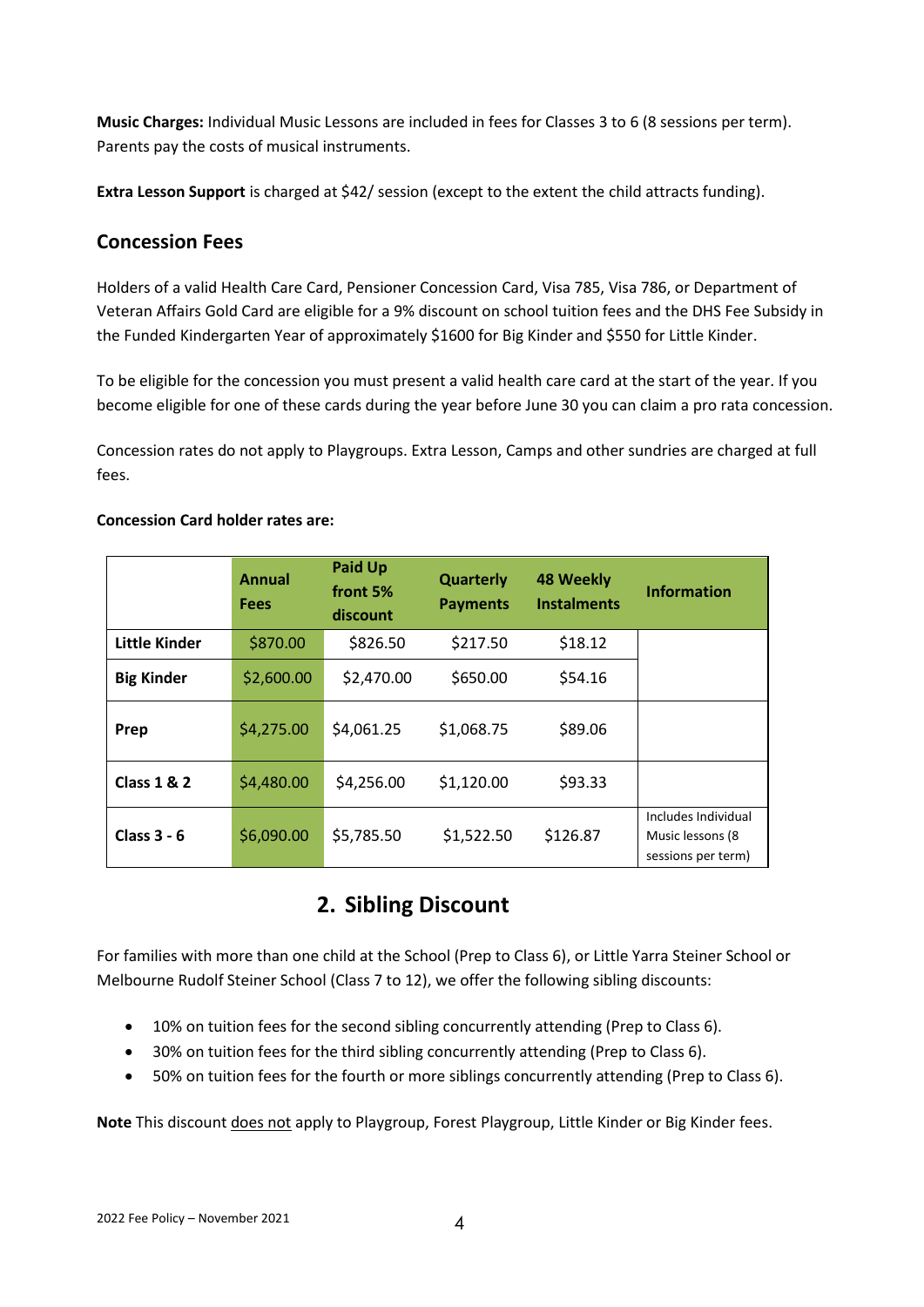**Music Charges:** Individual Music Lessons are included in fees for Classes 3 to 6 (8 sessions per term). Parents pay the costs of musical instruments.

**Extra Lesson Support** is charged at $42/ session (except to the extent the child attracts funding).

## Concession Fees

Holders of a valid Health Care Card, Pensioner Concession Card, Visa 785, Visa 786, or Department of Veteran Affairs Gold Card are eligible for a 9% discount on school tuition fees and the DHS Fee Subsidy in the Funded Kindergarten Year of approximately $1600 for Big Kinder and $550 for Little Kinder.

To be eligible for the concession you must present a valid health care card at the start of the year. If you become eligible for one of these cards during the year before June 30 you can claim a pro rata concession.

Concession rates do not apply to Playgroups. Extra Lesson, Camps and other sundries are charged at full fees.

**Concession Card holder rates are:**

| | Annual Fees | Paid Up front 5% discount | Quarterly Payments | 48 Weekly Instalments | Information |
|---|---|---|---|---|---|
| **Little Kinder** | $870.00 | $826.50 | $217.50 | $18.12 | |
| **Big Kinder** | $2,600.00 | $2,470.00 | $650.00 | $54.16 | |
| **Prep** | $4,275.00 | $4,061.25 | $1,068.75 | $89.06 | |
| **Class 1 & 2** | $4,480.00 | $4,256.00 | $1,120.00 | $93.33 | |
| **Class 3 - 6** | $6,090.00 | $5,785.50 | $1,522.50 | $126.87 | Includes Individual Music lessons (8 sessions per term) |

## 2. Sibling Discount

For families with more than one child at the School (Prep to Class 6), or Little Yarra Steiner School or Melbourne Rudolf Steiner School (Class 7 to 12), we offer the following sibling discounts:

- 10% on tuition fees for the second sibling concurrently attending (Prep to Class 6).
- 30% on tuition fees for the third sibling concurrently attending (Prep to Class 6).
- 50% on tuition fees for the fourth or more siblings concurrently attending (Prep to Class 6).

**Note** This discount does not apply to Playgroup, Forest Playgroup, Little Kinder or Big Kinder fees.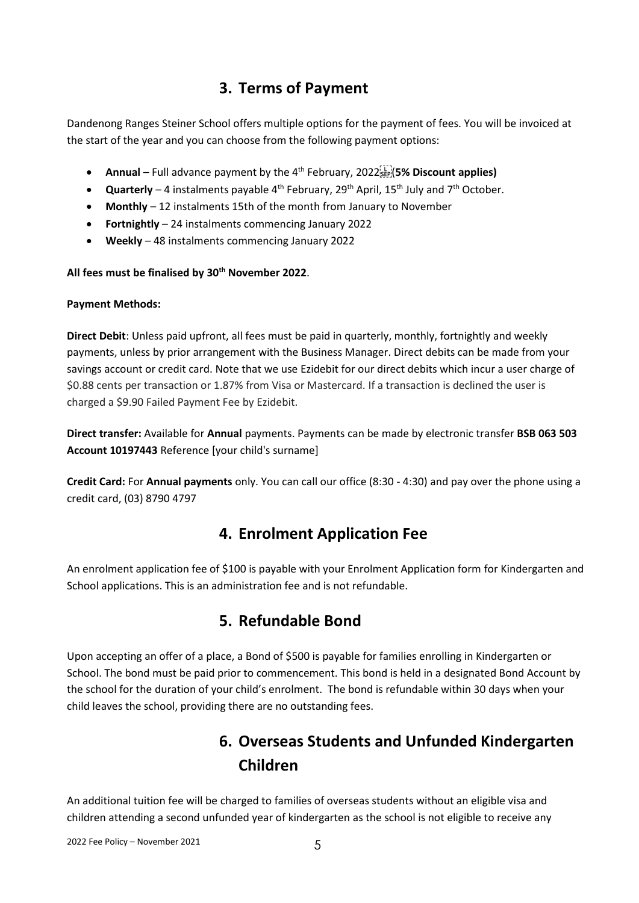## 3. Terms of Payment

Dandenong Ranges Steiner School offers multiple options for the payment of fees. You will be invoiced at the start of the year and you can choose from the following payment options:

- **Annual** – Full advance payment by the 4th February, 2022 **(5% Discount applies)**
- **Quarterly** – 4 instalments payable 4th February, 29th April, 15th July and 7th October.
- **Monthly** – 12 instalments 15th of the month from January to November
- **Fortnightly** – 24 instalments commencing January 2022
- **Weekly** – 48 instalments commencing January 2022

**All fees must be finalised by 30th November 2022**.

**Payment Methods:**

**Direct Debit**: Unless paid upfront, all fees must be paid in quarterly, monthly, fortnightly and weekly payments, unless by prior arrangement with the Business Manager. Direct debits can be made from your savings account or credit card. Note that we use Ezidebit for our direct debits which incur a user charge of $0.88 cents per transaction or 1.87% from Visa or Mastercard. If a transaction is declined the user is charged a $9.90 Failed Payment Fee by Ezidebit.

**Direct transfer:** Available for **Annual** payments. Payments can be made by electronic transfer **BSB 063 503 Account 10197443** Reference [your child's surname]

**Credit Card:** For **Annual payments** only. You can call our office (8:30 - 4:30) and pay over the phone using a credit card, (03) 8790 4797

## 4. Enrolment Application Fee

An enrolment application fee of $100 is payable with your Enrolment Application form for Kindergarten and School applications. This is an administration fee and is not refundable.

## 5. Refundable Bond

Upon accepting an offer of a place, a Bond of $500 is payable for families enrolling in Kindergarten or School. The bond must be paid prior to commencement. This bond is held in a designated Bond Account by the school for the duration of your child's enrolment. The bond is refundable within 30 days when your child leaves the school, providing there are no outstanding fees.

## 6. Overseas Students and Unfunded Kindergarten Children

An additional tuition fee will be charged to families of overseas students without an eligible visa and children attending a second unfunded year of kindergarten as the school is not eligible to receive any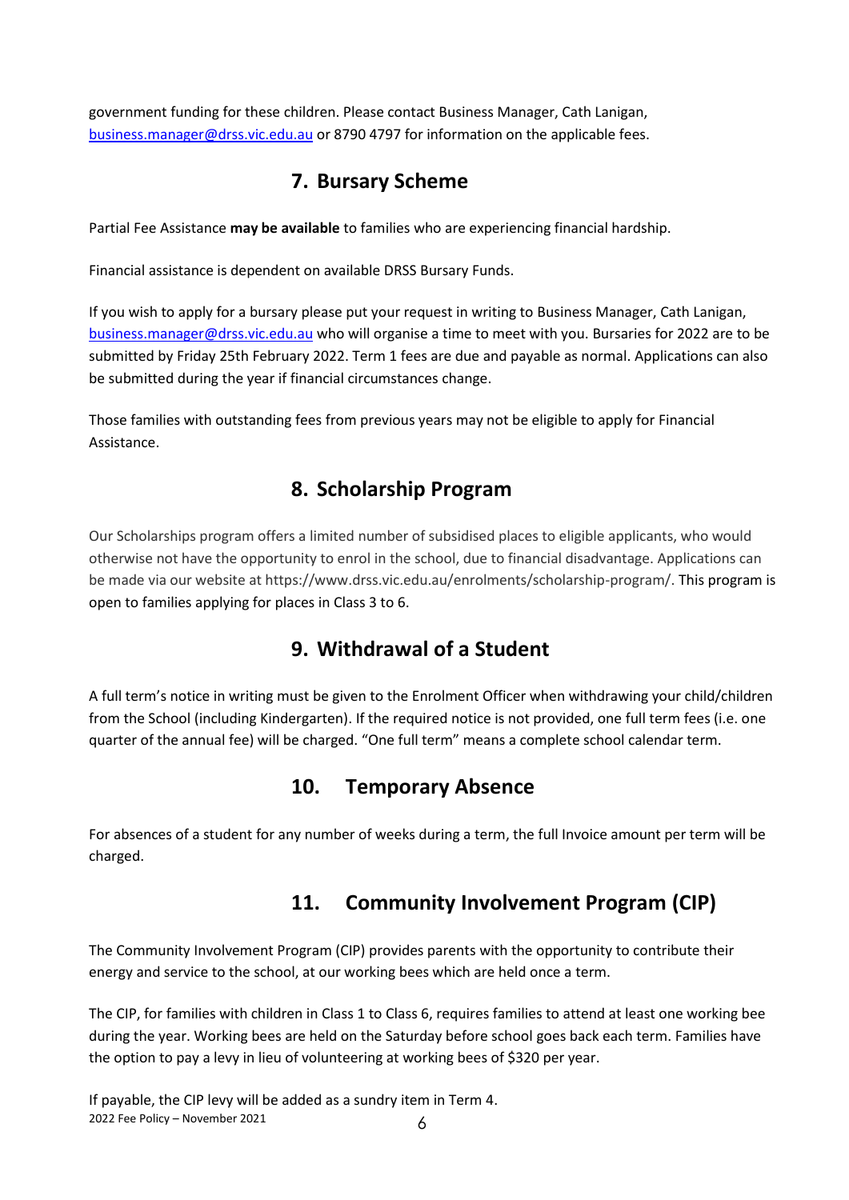government funding for these children. Please contact Business Manager, Cath Lanigan, [business.manager@drss.vic.edu.au](mailto:business.manager@drss.vic.edu.au) or 8790 4797 for information on the applicable fees.

## 7. Bursary Scheme

Partial Fee Assistance **may be available** to families who are experiencing financial hardship.

Financial assistance is dependent on available DRSS Bursary Funds.

If you wish to apply for a bursary please put your request in writing to Business Manager, Cath Lanigan, [business.manager@drss.vic.edu.au](mailto:business.manager@drss.vic.edu.au) who will organise a time to meet with you. Bursaries for 2022 are to be submitted by Friday 25th February 2022. Term 1 fees are due and payable as normal. Applications can also be submitted during the year if financial circumstances change.

Those families with outstanding fees from previous years may not be eligible to apply for Financial Assistance.

## 8. Scholarship Program

Our Scholarships program offers a limited number of subsidised places to eligible applicants, who would otherwise not have the opportunity to enrol in the school, due to financial disadvantage. Applications can be made via our website at https://www.drss.vic.edu.au/enrolments/scholarship-program/. This program is open to families applying for places in Class 3 to 6.

## 9. Withdrawal of a Student

A full term's notice in writing must be given to the Enrolment Officer when withdrawing your child/children from the School (including Kindergarten). If the required notice is not provided, one full term fees (i.e. one quarter of the annual fee) will be charged. "One full term" means a complete school calendar term.

## 10. Temporary Absence

For absences of a student for any number of weeks during a term, the full Invoice amount per term will be charged.

## 11. Community Involvement Program (CIP)

The Community Involvement Program (CIP) provides parents with the opportunity to contribute their energy and service to the school, at our working bees which are held once a term.

The CIP, for families with children in Class 1 to Class 6, requires families to attend at least one working bee during the year. Working bees are held on the Saturday before school goes back each term. Families have the option to pay a levy in lieu of volunteering at working bees of $320 per year.

If payable, the CIP levy will be added as a sundry item in Term 4.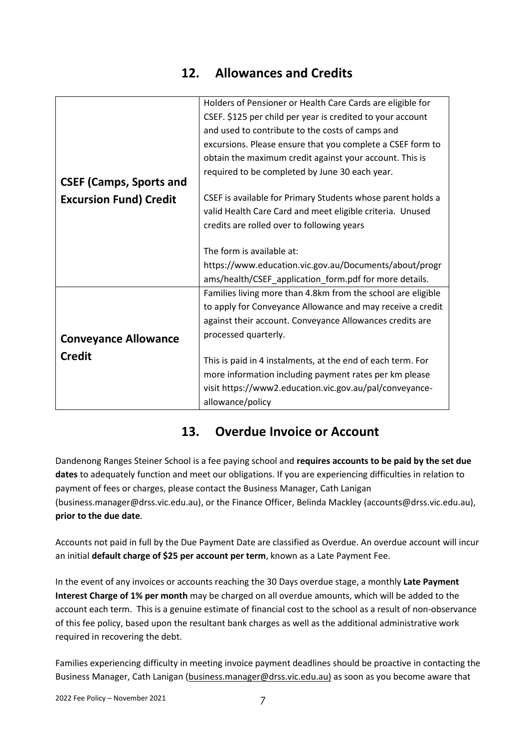## 12. Allowances and Credits

| | |
|---|---|
| **CSEF (Camps, Sports and Excursion Fund) Credit** | Holders of Pensioner or Health Care Cards are eligible for CSEF. $125 per child per year is credited to your account and used to contribute to the costs of camps and excursions. Please ensure that you complete a CSEF form to obtain the maximum credit against your account. This is required to be completed by June 30 each year.<br><br>CSEF is available for Primary Students whose parent holds a valid Health Care Card and meet eligible criteria. Unused credits are rolled over to following years<br><br>The form is available at: https://www.education.vic.gov.au/Documents/about/programs/health/CSEF_application_form.pdf for more details. |
| **Conveyance Allowance Credit** | Families living more than 4.8km from the school are eligible to apply for Conveyance Allowance and may receive a credit against their account. Conveyance Allowances credits are processed quarterly.<br><br>This is paid in 4 instalments, at the end of each term. For more information including payment rates per km please visit https://www2.education.vic.gov.au/pal/conveyance-allowance/policy |

## 13. Overdue Invoice or Account

Dandenong Ranges Steiner School is a fee paying school and **requires accounts to be paid by the set due dates** to adequately function and meet our obligations. If you are experiencing difficulties in relation to payment of fees or charges, please contact the Business Manager, Cath Lanigan (business.manager@drss.vic.edu.au), or the Finance Officer, Belinda Mackley (accounts@drss.vic.edu.au), **prior to the due date**.

Accounts not paid in full by the Due Payment Date are classified as Overdue. An overdue account will incur an initial **default charge of $25 per account per term**, known as a Late Payment Fee.

In the event of any invoices or accounts reaching the 30 Days overdue stage, a monthly **Late Payment Interest Charge of 1% per month** may be charged on all overdue amounts, which will be added to the account each term. This is a genuine estimate of financial cost to the school as a result of non-observance of this fee policy, based upon the resultant bank charges as well as the additional administrative work required in recovering the debt.

Families experiencing difficulty in meeting invoice payment deadlines should be proactive in contacting the Business Manager, Cath Lanigan (business.manager@drss.vic.edu.au) as soon as you become aware that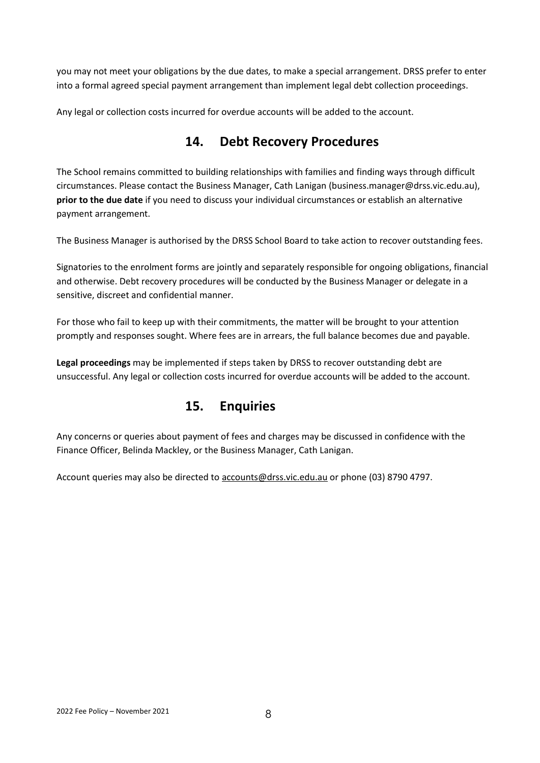you may not meet your obligations by the due dates, to make a special arrangement. DRSS prefer to enter into a formal agreed special payment arrangement than implement legal debt collection proceedings.

Any legal or collection costs incurred for overdue accounts will be added to the account.

## 14. Debt Recovery Procedures

The School remains committed to building relationships with families and finding ways through difficult circumstances. Please contact the Business Manager, Cath Lanigan (business.manager@drss.vic.edu.au), **prior to the due date** if you need to discuss your individual circumstances or establish an alternative payment arrangement.

The Business Manager is authorised by the DRSS School Board to take action to recover outstanding fees.

Signatories to the enrolment forms are jointly and separately responsible for ongoing obligations, financial and otherwise. Debt recovery procedures will be conducted by the Business Manager or delegate in a sensitive, discreet and confidential manner.

For those who fail to keep up with their commitments, the matter will be brought to your attention promptly and responses sought. Where fees are in arrears, the full balance becomes due and payable.

**Legal proceedings** may be implemented if steps taken by DRSS to recover outstanding debt are unsuccessful. Any legal or collection costs incurred for overdue accounts will be added to the account.

## 15. Enquiries

Any concerns or queries about payment of fees and charges may be discussed in confidence with the Finance Officer, Belinda Mackley, or the Business Manager, Cath Lanigan.

Account queries may also be directed to accounts@drss.vic.edu.au or phone (03) 8790 4797.